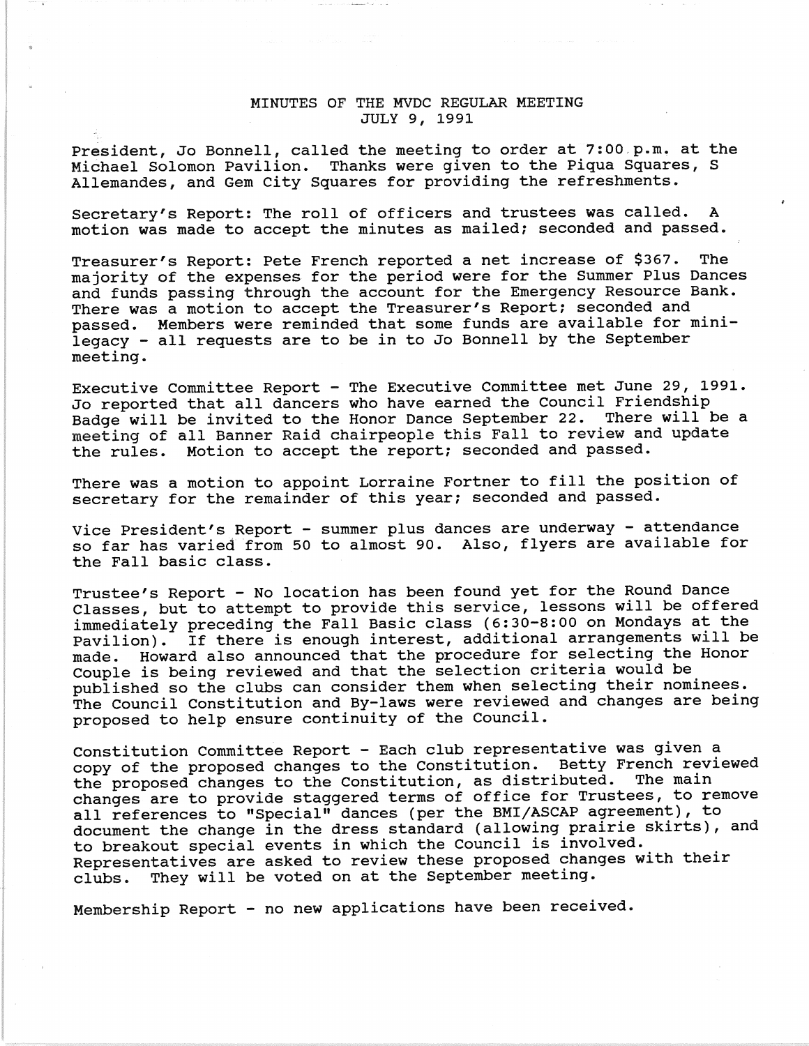# MINUTES OF THE MVDC REGULAR MEETING
## JULY 9, 1991

President, Jo Bonnell, called the meeting to order at 7:00 p.m. at the Michael Solomon Pavilion. Thanks were given to the Piqua Squares, S Allemandes, and Gem City Squares for providing the refreshments.

Secretary's Report: The roll of officers and trustees was called. A motion was made to accept the minutes as mailed; seconded and passed.

Treasurer's Report: Pete French reported a net increase of $367. The majority of the expenses for the period were for the Summer Plus Dances and funds passing through the account for the Emergency Resource Bank. There was a motion to accept the Treasurer's Report; seconded and passed. Members were reminded that some funds are available for mini-legacy - all requests are to be in to Jo Bonnell by the September meeting.

Executive Committee Report - The Executive Committee met June 29, 1991. Jo reported that all dancers who have earned the Council Friendship Badge will be invited to the Honor Dance September 22. There will be a meeting of all Banner Raid chairpeople this Fall to review and update the rules. Motion to accept the report; seconded and passed.

There was a motion to appoint Lorraine Fortner to fill the position of secretary for the remainder of this year; seconded and passed.

Vice President's Report - summer plus dances are underway - attendance so far has varied from 50 to almost 90. Also, flyers are available for the Fall basic class.

Trustee's Report - No location has been found yet for the Round Dance Classes, but to attempt to provide this service, lessons will be offered immediately preceding the Fall Basic class (6:30-8:00 on Mondays at the Pavilion). If there is enough interest, additional arrangements will be made. Howard also announced that the procedure for selecting the Honor Couple is being reviewed and that the selection criteria would be published so the clubs can consider them when selecting their nominees. The Council Constitution and By-laws were reviewed and changes are being proposed to help ensure continuity of the Council.

Constitution Committee Report - Each club representative was given a copy of the proposed changes to the Constitution. Betty French reviewed the proposed changes to the Constitution, as distributed. The main changes are to provide staggered terms of office for Trustees, to remove all references to "Special" dances (per the BMI/ASCAP agreement), to document the change in the dress standard (allowing prairie skirts), and to breakout special events in which the Council is involved. Representatives are asked to review these proposed changes with their clubs. They will be voted on at the September meeting.

Membership Report - no new applications have been received.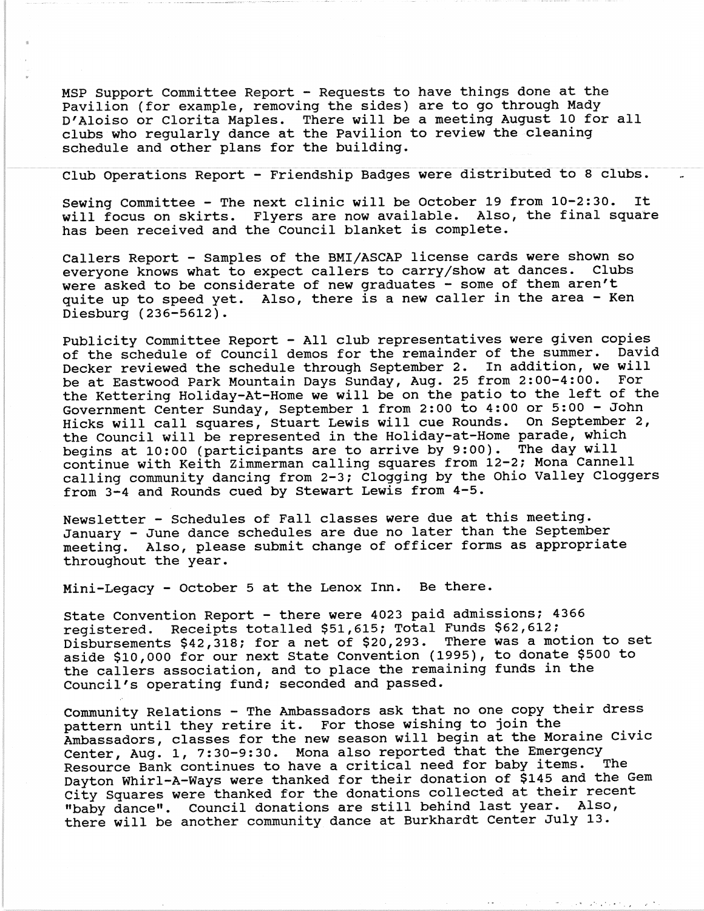MSP Support Committee Report - Requests to have things done at the Pavilion (for example, removing the sides) are to go through Mady D'Aloiso or Clorita Maples. There will be a meeting August 10 for all clubs who regularly dance at the Pavilion to review the cleaning schedule and other plans for the building.

Club Operations Report - Friendship Badges were distributed to 8 clubs.

Sewing Committee - The next clinic will be October 19 from 10-2:30. It will focus on skirts. Flyers are now available. Also, the final square has been received and the Council blanket is complete.

Callers Report - Samples of the BMI/ASCAP license cards were shown so everyone knows what to expect callers to carry/show at dances. Clubs were asked to be considerate of new graduates - some of them aren't quite up to speed yet. Also, there is a new caller in the area - Ken Diesburg (236-5612).

Publicity Committee Report - All club representatives were given copies of the schedule of Council demos for the remainder of the summer. David Decker reviewed the schedule through September 2. In addition, we will be at Eastwood Park Mountain Days Sunday, Aug. 25 from 2:00-4:00. For the Kettering Holiday-At-Home we will be on the patio to the left of the Government Center Sunday, September 1 from 2:00 to 4:00 or 5:00 - John Hicks will call squares, Stuart Lewis will cue Rounds. On September 2, the Council will be represented in the Holiday-at-Home parade, which begins at 10:00 (participants are to arrive by 9:00). The day will continue with Keith Zimmerman calling squares from 12-2; Mona Cannell calling community dancing from 2-3; Clogging by the Ohio Valley Cloggers from 3-4 and Rounds cued by Stewart Lewis from 4-5.

Newsletter - Schedules of Fall classes were due at this meeting. January - June dance schedules are due no later than the September meeting. Also, please submit change of officer forms as appropriate throughout the year.

Mini-Legacy - October 5 at the Lenox Inn. Be there.

State Convention Report - there were 4023 paid admissions; 4366 registered. Receipts totalled $51,615; Total Funds $62,612; Disbursements $42,318; for a net of $20,293. There was a motion to set aside $10,000 for our next State Convention (1995), to donate $500 to the callers association, and to place the remaining funds in the Council's operating fund; seconded and passed.

Community Relations - The Ambassadors ask that no one copy their dress pattern until they retire it. For those wishing to join the Ambassadors, classes for the new season will begin at the Moraine Civic Center, Aug. 1, 7:30-9:30. Mona also reported that the Emergency Resource Bank continues to have a critical need for baby items. The Dayton Whirl-A-Ways were thanked for their donation of $145 and the Gem City Squares were thanked for the donations collected at their recent "baby dance". Council donations are still behind last year. Also, there will be another community dance at Burkhardt Center July 13.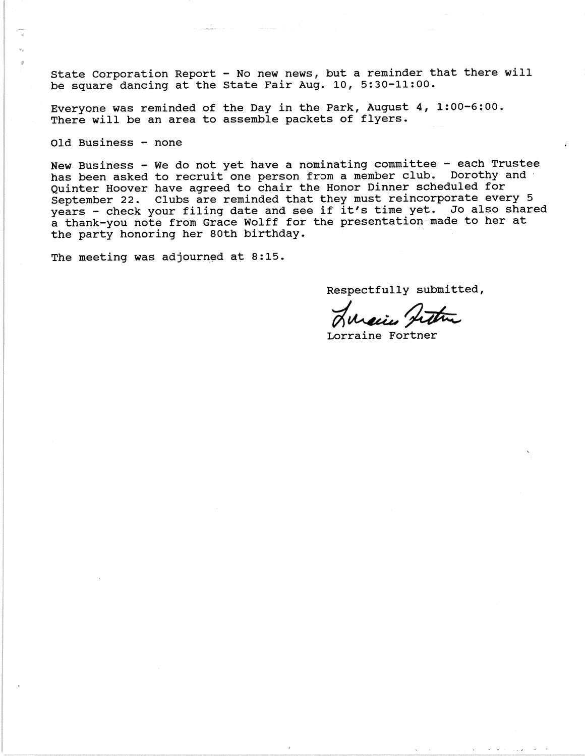State Corporation Report - No new news, but a reminder that there will be square dancing at the State Fair Aug. 10, 5:30-11:00.

Everyone was reminded of the Day in the Park, August 4, 1:00-6:00. There will be an area to assemble packets of flyers.

Old Business - none

New Business - We do not yet have a nominating committee - each Trustee has been asked to recruit one person from a member club. Dorothy and Quinter Hoover have agreed to chair the Honor Dinner scheduled for September 22. Clubs are reminded that they must reincorporate every 5 years - check your filing date and see if it's time yet. Jo also shared a thank-you note from Grace Wolff for the presentation made to her at the party honoring her 80th birthday.

The meeting was adjourned at 8:15.

Respectfully submitted,

Lorraine Fortner